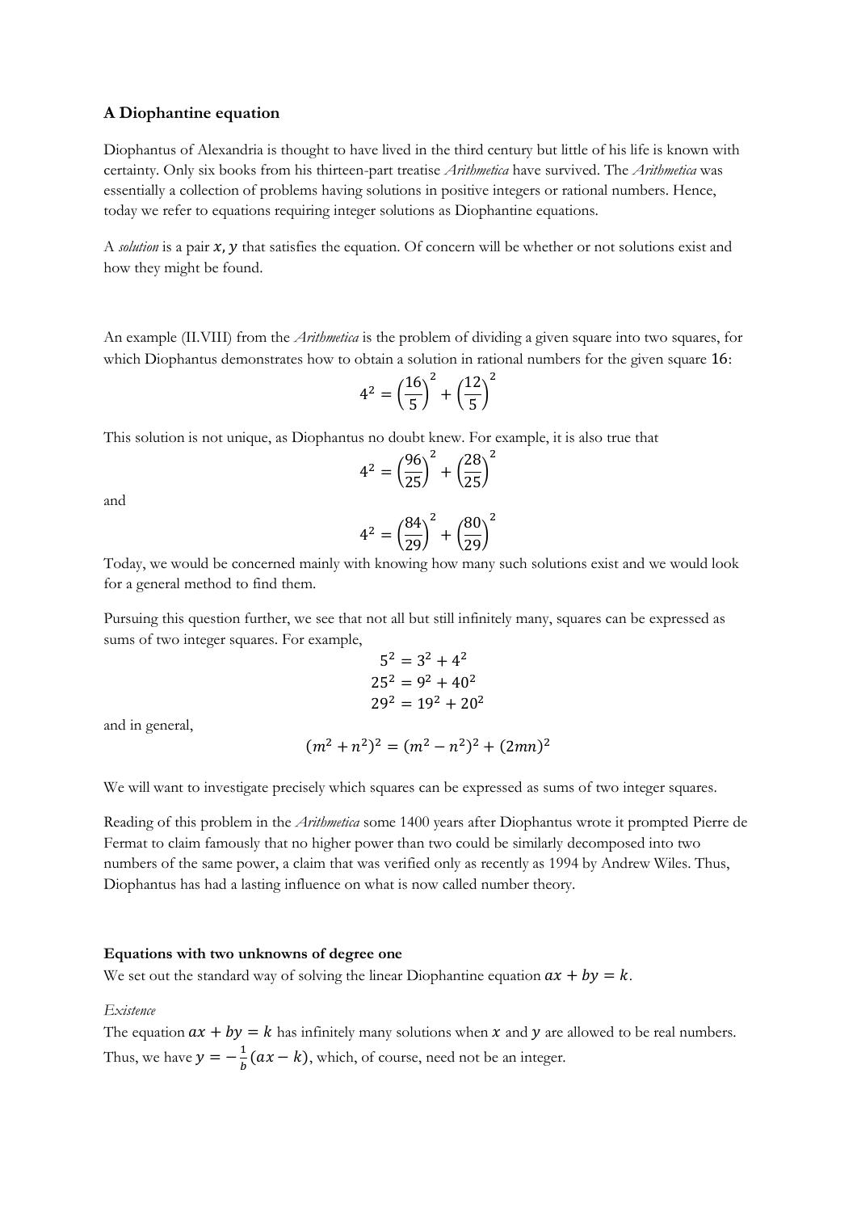## A Diophantine equation

Diophantus of Alexandria is thought to have lived in the third century but little of his life is known with certainty. Only six books from his thirteen-part treatise *Arithmetica* have survived. The *Arithmetica* was essentially a collection of problems having solutions in positive integers or rational numbers. Hence, today we refer to equations requiring integer solutions as Diophantine equations.

A *solution* is a pair $x, y$ that satisfies the equation. Of concern will be whether or not solutions exist and how they might be found.

An example (II.VIII) from the *Arithmetica* is the problem of dividing a given square into two squares, for which Diophantus demonstrates how to obtain a solution in rational numbers for the given square $16$:

$$4^2 = \left(\frac{16}{5}\right)^2 + \left(\frac{12}{5}\right)^2$$

This solution is not unique, as Diophantus no doubt knew. For example, it is also true that

$$4^2 = \left(\frac{96}{25}\right)^2 + \left(\frac{28}{25}\right)^2$$

and

$$4^2 = \left(\frac{84}{29}\right)^2 + \left(\frac{80}{29}\right)^2$$

Today, we would be concerned mainly with knowing how many such solutions exist and we would look for a general method to find them.

Pursuing this question further, we see that not all but still infinitely many, squares can be expressed as sums of two integer squares. For example,

$$5^2 = 3^2 + 4^2$$
$$25^2 = 9^2 + 40^2$$
$$29^2 = 19^2 + 20^2$$

and in general,

$$(m^2 + n^2)^2 = (m^2 - n^2)^2 + (2mn)^2$$

We will want to investigate precisely which squares can be expressed as sums of two integer squares.

Reading of this problem in the *Arithmetica* some 1400 years after Diophantus wrote it prompted Pierre de Fermat to claim famously that no higher power than two could be similarly decomposed into two numbers of the same power, a claim that was verified only as recently as 1994 by Andrew Wiles. Thus, Diophantus has had a lasting influence on what is now called number theory.

**Equations with two unknowns of degree one**

We set out the standard way of solving the linear Diophantine equation $ax + by = k$.

*Existence*

The equation $ax + by = k$ has infinitely many solutions when $x$ and $y$ are allowed to be real numbers. Thus, we have $y = -\frac{1}{b}(ax - k)$, which, of course, need not be an integer.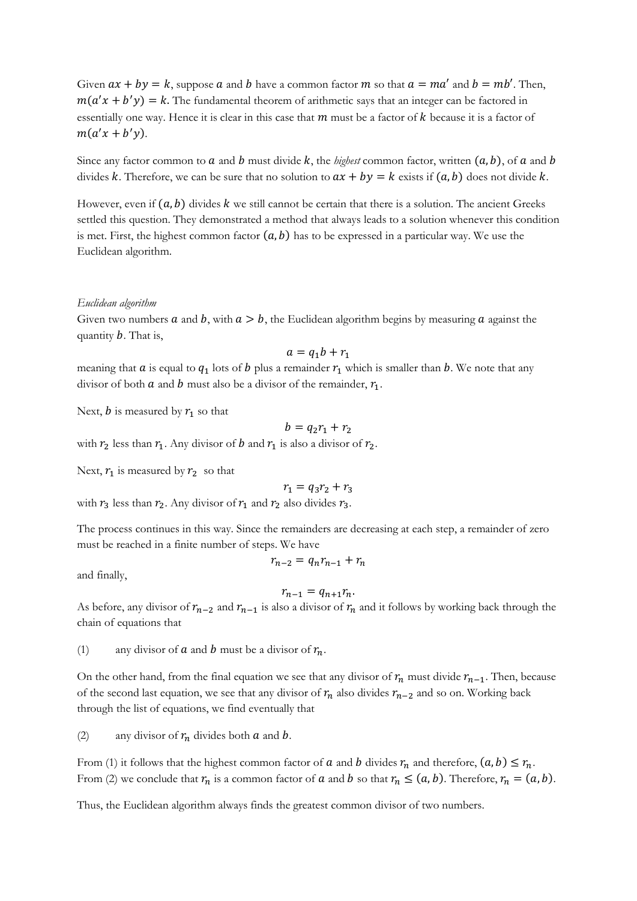Given $ax + by = k$, suppose $a$ and $b$ have a common factor $m$ so that $a = ma'$ and $b = mb'$. Then, $m(a'x + b'y) = k$. The fundamental theorem of arithmetic says that an integer can be factored in essentially one way. Hence it is clear in this case that $m$ must be a factor of $k$ because it is a factor of $m(a'x + b'y)$.

Since any factor common to $a$ and $b$ must divide $k$, the *highest* common factor, written $(a, b)$, of $a$ and $b$ divides $k$. Therefore, we can be sure that no solution to $ax + by = k$ exists if $(a, b)$ does not divide $k$.

However, even if $(a, b)$ divides $k$ we still cannot be certain that there is a solution. The ancient Greeks settled this question. They demonstrated a method that always leads to a solution whenever this condition is met. First, the highest common factor $(a, b)$ has to be expressed in a particular way. We use the Euclidean algorithm.

*Euclidean algorithm*

Given two numbers $a$ and $b$, with $a > b$, the Euclidean algorithm begins by measuring $a$ against the quantity $b$. That is,

$$a = q_1 b + r_1$$

meaning that $a$ is equal to $q_1$ lots of $b$ plus a remainder $r_1$ which is smaller than $b$. We note that any divisor of both $a$ and $b$ must also be a divisor of the remainder, $r_1$.

Next, $b$ is measured by $r_1$ so that

$$b = q_2 r_1 + r_2$$

with $r_2$ less than $r_1$. Any divisor of $b$ and $r_1$ is also a divisor of $r_2$.

Next, $r_1$ is measured by $r_2$ so that

$$r_1 = q_3 r_2 + r_3$$

with $r_3$ less than $r_2$. Any divisor of $r_1$ and $r_2$ also divides $r_3$.

The process continues in this way. Since the remainders are decreasing at each step, a remainder of zero must be reached in a finite number of steps. We have

$$r_{n-2} = q_n r_{n-1} + r_n$$

and finally,

$$r_{n-1} = q_{n+1} r_n.$$

As before, any divisor of $r_{n-2}$ and $r_{n-1}$ is also a divisor of $r_n$ and it follows by working back through the chain of equations that

(1) any divisor of $a$ and $b$ must be a divisor of $r_n$.

On the other hand, from the final equation we see that any divisor of $r_n$ must divide $r_{n-1}$. Then, because of the second last equation, we see that any divisor of $r_n$ also divides $r_{n-2}$ and so on. Working back through the list of equations, we find eventually that

(2) any divisor of $r_n$ divides both $a$ and $b$.

From (1) it follows that the highest common factor of $a$ and $b$ divides $r_n$ and therefore, $(a, b) \leq r_n$. From (2) we conclude that $r_n$ is a common factor of $a$ and $b$ so that $r_n \leq (a, b)$. Therefore, $r_n = (a, b)$.

Thus, the Euclidean algorithm always finds the greatest common divisor of two numbers.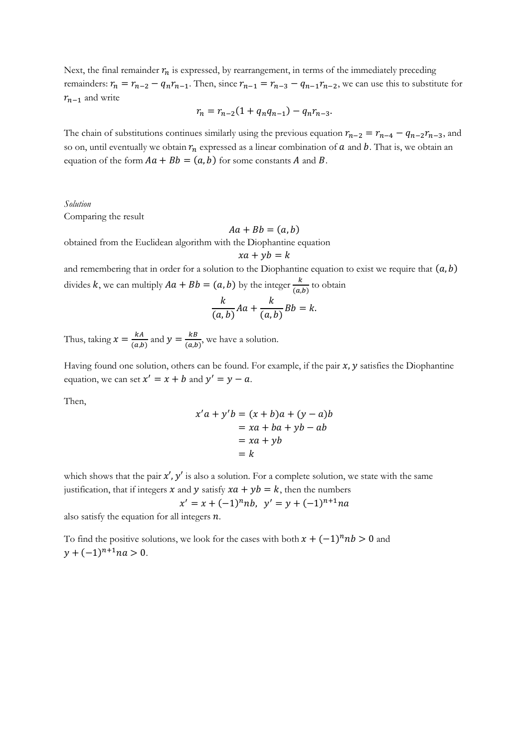Next, the final remainder $r_n$ is expressed, by rearrangement, in terms of the immediately preceding remainders: $r_n = r_{n-2} - q_n r_{n-1}$. Then, since $r_{n-1} = r_{n-3} - q_{n-1} r_{n-2}$, we can use this to substitute for $r_{n-1}$ and write

$$r_n = r_{n-2}(1 + q_n q_{n-1}) - q_n r_{n-3}.$$

The chain of substitutions continues similarly using the previous equation $r_{n-2} = r_{n-4} - q_{n-2} r_{n-3}$, and so on, until eventually we obtain $r_n$ expressed as a linear combination of $a$ and $b$. That is, we obtain an equation of the form $Aa + Bb = (a, b)$ for some constants $A$ and $B$.

*Solution*

Comparing the result

$$Aa + Bb = (a, b)$$

obtained from the Euclidean algorithm with the Diophantine equation

$$xa + yb = k$$

and remembering that in order for a solution to the Diophantine equation to exist we require that $(a, b)$ divides $k$, we can multiply $Aa + Bb = (a, b)$ by the integer $\frac{k}{(a,b)}$ to obtain

$$\frac{k}{(a, b)} Aa + \frac{k}{(a, b)} Bb = k.$$

Thus, taking $x = \frac{kA}{(a,b)}$ and $y = \frac{kB}{(a,b)}$, we have a solution.

Having found one solution, others can be found. For example, if the pair $x, y$ satisfies the Diophantine equation, we can set $x' = x + b$ and $y' = y - a$.

Then,

$$\begin{aligned} x'a + y'b &= (x + b)a + (y - a)b \\ &= xa + ba + yb - ab \\ &= xa + yb \\ &= k \end{aligned}$$

which shows that the pair $x', y'$ is also a solution. For a complete solution, we state with the same justification, that if integers $x$ and $y$ satisfy $xa + yb = k$, then the numbers

$$x' = x + (-1)^n nb, \;\; y' = y + (-1)^{n+1} na$$

also satisfy the equation for all integers $n$.

To find the positive solutions, we look for the cases with both $x + (-1)^n nb > 0$ and $y + (-1)^{n+1} na > 0$.